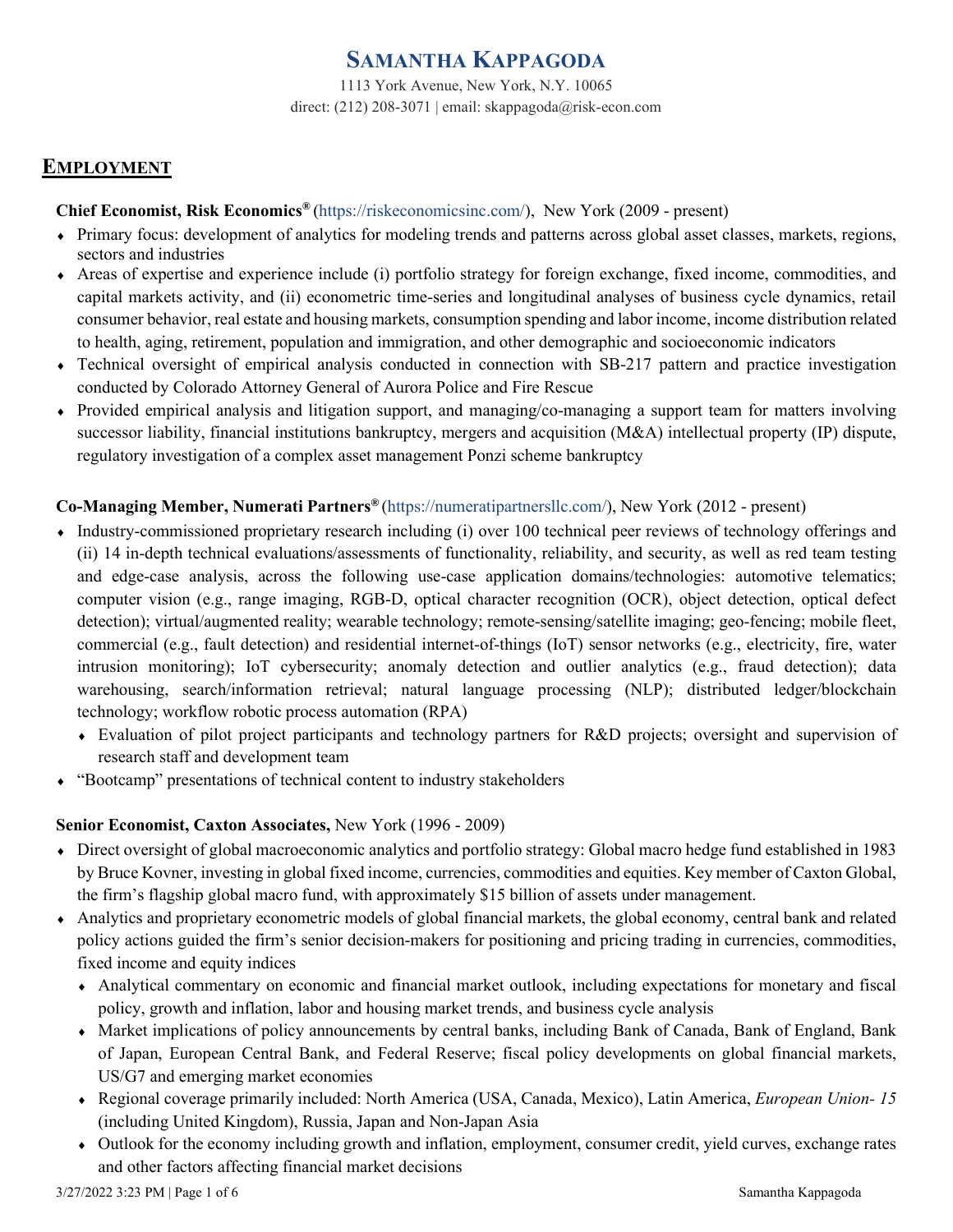# SAMANTHA KAPPAGODA

1113 York Avenue, New York, N.Y. 10065
direct: (212) 208-3071 | email: skappagoda@risk-econ.com

## EMPLOYMENT

**Chief Economist, Risk Economics®** (https://riskeconomicsinc.com/), New York (2009 - present)

- Primary focus: development of analytics for modeling trends and patterns across global asset classes, markets, regions, sectors and industries
- Areas of expertise and experience include (i) portfolio strategy for foreign exchange, fixed income, commodities, and capital markets activity, and (ii) econometric time-series and longitudinal analyses of business cycle dynamics, retail consumer behavior, real estate and housing markets, consumption spending and labor income, income distribution related to health, aging, retirement, population and immigration, and other demographic and socioeconomic indicators
- Technical oversight of empirical analysis conducted in connection with SB-217 pattern and practice investigation conducted by Colorado Attorney General of Aurora Police and Fire Rescue
- Provided empirical analysis and litigation support, and managing/co-managing a support team for matters involving successor liability, financial institutions bankruptcy, mergers and acquisition (M&A) intellectual property (IP) dispute, regulatory investigation of a complex asset management Ponzi scheme bankruptcy

**Co-Managing Member, Numerati Partners®** (https://numeratipartnersllc.com/), New York (2012 - present)

- Industry-commissioned proprietary research including (i) over 100 technical peer reviews of technology offerings and (ii) 14 in-depth technical evaluations/assessments of functionality, reliability, and security, as well as red team testing and edge-case analysis, across the following use-case application domains/technologies: automotive telematics; computer vision (e.g., range imaging, RGB-D, optical character recognition (OCR), object detection, optical defect detection); virtual/augmented reality; wearable technology; remote-sensing/satellite imaging; geo-fencing; mobile fleet, commercial (e.g., fault detection) and residential internet-of-things (IoT) sensor networks (e.g., electricity, fire, water intrusion monitoring); IoT cybersecurity; anomaly detection and outlier analytics (e.g., fraud detection); data warehousing, search/information retrieval; natural language processing (NLP); distributed ledger/blockchain technology; workflow robotic process automation (RPA)
  - Evaluation of pilot project participants and technology partners for R&D projects; oversight and supervision of research staff and development team
- "Bootcamp" presentations of technical content to industry stakeholders

**Senior Economist, Caxton Associates,** New York (1996 - 2009)

- Direct oversight of global macroeconomic analytics and portfolio strategy: Global macro hedge fund established in 1983 by Bruce Kovner, investing in global fixed income, currencies, commodities and equities. Key member of Caxton Global, the firm's flagship global macro fund, with approximately $15 billion of assets under management.
- Analytics and proprietary econometric models of global financial markets, the global economy, central bank and related policy actions guided the firm's senior decision-makers for positioning and pricing trading in currencies, commodities, fixed income and equity indices
  - Analytical commentary on economic and financial market outlook, including expectations for monetary and fiscal policy, growth and inflation, labor and housing market trends, and business cycle analysis
  - Market implications of policy announcements by central banks, including Bank of Canada, Bank of England, Bank of Japan, European Central Bank, and Federal Reserve; fiscal policy developments on global financial markets, US/G7 and emerging market economies
  - Regional coverage primarily included: North America (USA, Canada, Mexico), Latin America, *European Union- 15* (including United Kingdom), Russia, Japan and Non-Japan Asia
  - Outlook for the economy including growth and inflation, employment, consumer credit, yield curves, exchange rates and other factors affecting financial market decisions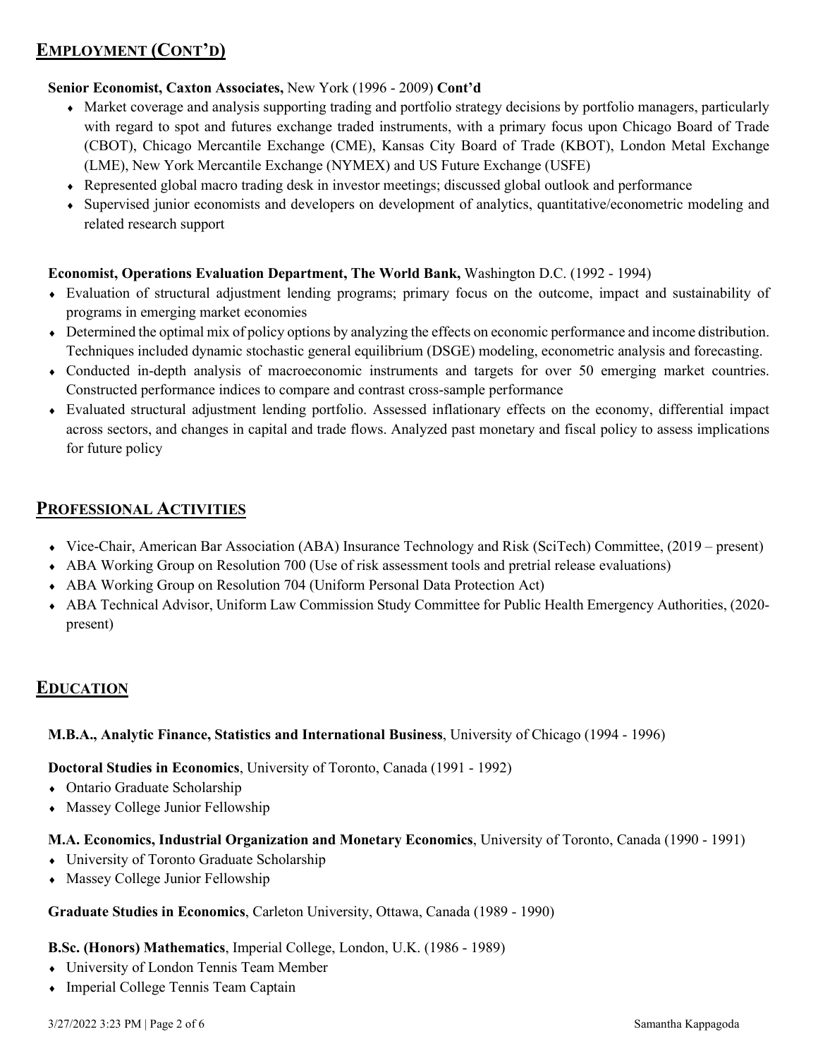## Employment (Cont'd)

**Senior Economist, Caxton Associates,** New York (1996 - 2009) **Cont'd**

- Market coverage and analysis supporting trading and portfolio strategy decisions by portfolio managers, particularly with regard to spot and futures exchange traded instruments, with a primary focus upon Chicago Board of Trade (CBOT), Chicago Mercantile Exchange (CME), Kansas City Board of Trade (KBOT), London Metal Exchange (LME), New York Mercantile Exchange (NYMEX) and US Future Exchange (USFE)
- Represented global macro trading desk in investor meetings; discussed global outlook and performance
- Supervised junior economists and developers on development of analytics, quantitative/econometric modeling and related research support

**Economist, Operations Evaluation Department, The World Bank,** Washington D.C. (1992 - 1994)

- Evaluation of structural adjustment lending programs; primary focus on the outcome, impact and sustainability of programs in emerging market economies
- Determined the optimal mix of policy options by analyzing the effects on economic performance and income distribution. Techniques included dynamic stochastic general equilibrium (DSGE) modeling, econometric analysis and forecasting.
- Conducted in-depth analysis of macroeconomic instruments and targets for over 50 emerging market countries. Constructed performance indices to compare and contrast cross-sample performance
- Evaluated structural adjustment lending portfolio. Assessed inflationary effects on the economy, differential impact across sectors, and changes in capital and trade flows. Analyzed past monetary and fiscal policy to assess implications for future policy

## Professional Activities

- Vice-Chair, American Bar Association (ABA) Insurance Technology and Risk (SciTech) Committee, (2019 – present)
- ABA Working Group on Resolution 700 (Use of risk assessment tools and pretrial release evaluations)
- ABA Working Group on Resolution 704 (Uniform Personal Data Protection Act)
- ABA Technical Advisor, Uniform Law Commission Study Committee for Public Health Emergency Authorities, (2020-present)

## Education

**M.B.A., Analytic Finance, Statistics and International Business**, University of Chicago (1994 - 1996)

**Doctoral Studies in Economics**, University of Toronto, Canada (1991 - 1992)

- Ontario Graduate Scholarship
- Massey College Junior Fellowship

**M.A. Economics, Industrial Organization and Monetary Economics**, University of Toronto, Canada (1990 - 1991)

- University of Toronto Graduate Scholarship
- Massey College Junior Fellowship

**Graduate Studies in Economics**, Carleton University, Ottawa, Canada (1989 - 1990)

**B.Sc. (Honors) Mathematics**, Imperial College, London, U.K. (1986 - 1989)

- University of London Tennis Team Member
- Imperial College Tennis Team Captain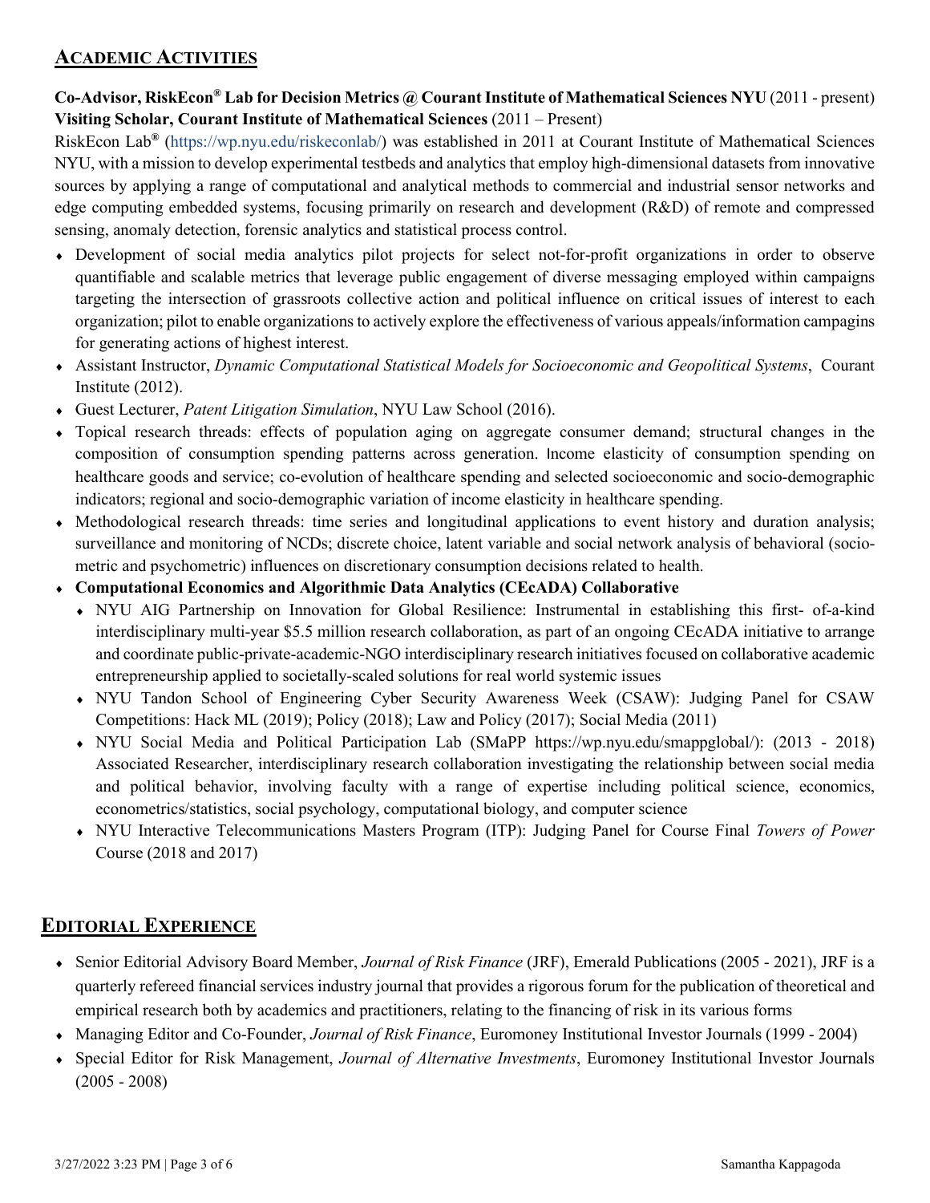## ACADEMIC ACTIVITIES

**Co-Advisor, RiskEcon® Lab for Decision Metrics @ Courant Institute of Mathematical Sciences NYU** (2011 - present)
**Visiting Scholar, Courant Institute of Mathematical Sciences** (2011 – Present)

RiskEcon Lab® (https://wp.nyu.edu/riskeconlab/) was established in 2011 at Courant Institute of Mathematical Sciences NYU, with a mission to develop experimental testbeds and analytics that employ high-dimensional datasets from innovative sources by applying a range of computational and analytical methods to commercial and industrial sensor networks and edge computing embedded systems, focusing primarily on research and development (R&D) of remote and compressed sensing, anomaly detection, forensic analytics and statistical process control.

- Development of social media analytics pilot projects for select not-for-profit organizations in order to observe quantifiable and scalable metrics that leverage public engagement of diverse messaging employed within campaigns targeting the intersection of grassroots collective action and political influence on critical issues of interest to each organization; pilot to enable organizations to actively explore the effectiveness of various appeals/information campagins for generating actions of highest interest.
- Assistant Instructor, *Dynamic Computational Statistical Models for Socioeconomic and Geopolitical Systems*, Courant Institute (2012).
- Guest Lecturer, *Patent Litigation Simulation*, NYU Law School (2016).
- Topical research threads: effects of population aging on aggregate consumer demand; structural changes in the composition of consumption spending patterns across generation. Income elasticity of consumption spending on healthcare goods and service; co-evolution of healthcare spending and selected socioeconomic and socio-demographic indicators; regional and socio-demographic variation of income elasticity in healthcare spending.
- Methodological research threads: time series and longitudinal applications to event history and duration analysis; surveillance and monitoring of NCDs; discrete choice, latent variable and social network analysis of behavioral (socio-metric and psychometric) influences on discretionary consumption decisions related to health.
- **Computational Economics and Algorithmic Data Analytics (CEcADA) Collaborative**
  - NYU AIG Partnership on Innovation for Global Resilience: Instrumental in establishing this first- of-a-kind interdisciplinary multi-year $5.5 million research collaboration, as part of an ongoing CEcADA initiative to arrange and coordinate public-private-academic-NGO interdisciplinary research initiatives focused on collaborative academic entrepreneurship applied to societally-scaled solutions for real world systemic issues
  - NYU Tandon School of Engineering Cyber Security Awareness Week (CSAW): Judging Panel for CSAW Competitions: Hack ML (2019); Policy (2018); Law and Policy (2017); Social Media (2011)
  - NYU Social Media and Political Participation Lab (SMaPP https://wp.nyu.edu/smappglobal/): (2013 - 2018) Associated Researcher, interdisciplinary research collaboration investigating the relationship between social media and political behavior, involving faculty with a range of expertise including political science, economics, econometrics/statistics, social psychology, computational biology, and computer science
  - NYU Interactive Telecommunications Masters Program (ITP): Judging Panel for Course Final *Towers of Power* Course (2018 and 2017)

## EDITORIAL EXPERIENCE

- Senior Editorial Advisory Board Member, *Journal of Risk Finance* (JRF), Emerald Publications (2005 - 2021), JRF is a quarterly refereed financial services industry journal that provides a rigorous forum for the publication of theoretical and empirical research both by academics and practitioners, relating to the financing of risk in its various forms
- Managing Editor and Co-Founder, *Journal of Risk Finance*, Euromoney Institutional Investor Journals (1999 - 2004)
- Special Editor for Risk Management, *Journal of Alternative Investments*, Euromoney Institutional Investor Journals (2005 - 2008)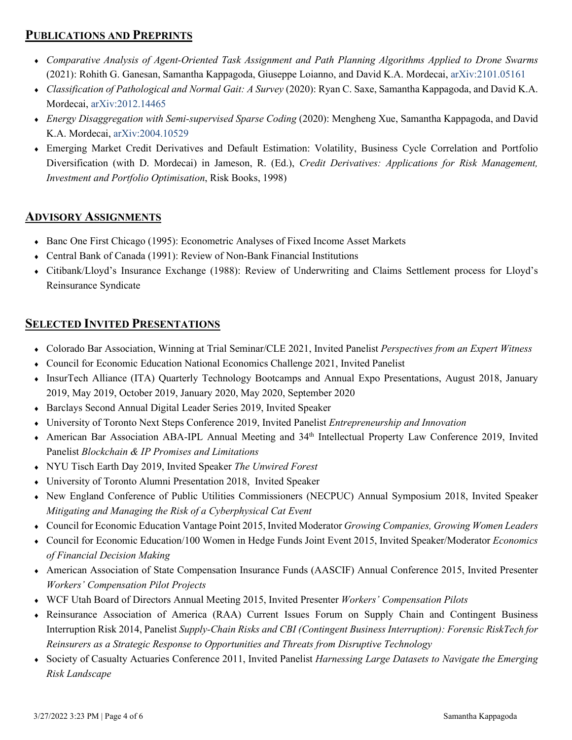## Publications and Preprints

- *Comparative Analysis of Agent-Oriented Task Assignment and Path Planning Algorithms Applied to Drone Swarms* (2021): Rohith G. Ganesan, Samantha Kappagoda, Giuseppe Loianno, and David K.A. Mordecai, arXiv:2101.05161
- *Classification of Pathological and Normal Gait: A Survey* (2020): Ryan C. Saxe, Samantha Kappagoda, and David K.A. Mordecai, arXiv:2012.14465
- *Energy Disaggregation with Semi-supervised Sparse Coding* (2020): Mengheng Xue, Samantha Kappagoda, and David K.A. Mordecai, arXiv:2004.10529
- Emerging Market Credit Derivatives and Default Estimation: Volatility, Business Cycle Correlation and Portfolio Diversification (with D. Mordecai) in Jameson, R. (Ed.), *Credit Derivatives: Applications for Risk Management, Investment and Portfolio Optimisation*, Risk Books, 1998)

## Advisory Assignments

- Banc One First Chicago (1995): Econometric Analyses of Fixed Income Asset Markets
- Central Bank of Canada (1991): Review of Non-Bank Financial Institutions
- Citibank/Lloyd's Insurance Exchange (1988): Review of Underwriting and Claims Settlement process for Lloyd's Reinsurance Syndicate

## Selected Invited Presentations

- Colorado Bar Association, Winning at Trial Seminar/CLE 2021, Invited Panelist *Perspectives from an Expert Witness*
- Council for Economic Education National Economics Challenge 2021, Invited Panelist
- InsurTech Alliance (ITA) Quarterly Technology Bootcamps and Annual Expo Presentations, August 2018, January 2019, May 2019, October 2019, January 2020, May 2020, September 2020
- Barclays Second Annual Digital Leader Series 2019, Invited Speaker
- University of Toronto Next Steps Conference 2019, Invited Panelist *Entrepreneurship and Innovation*
- American Bar Association ABA-IPL Annual Meeting and 34th Intellectual Property Law Conference 2019, Invited Panelist *Blockchain & IP Promises and Limitations*
- NYU Tisch Earth Day 2019, Invited Speaker *The Unwired Forest*
- University of Toronto Alumni Presentation 2018, Invited Speaker
- New England Conference of Public Utilities Commissioners (NECPUC) Annual Symposium 2018, Invited Speaker *Mitigating and Managing the Risk of a Cyberphysical Cat Event*
- Council for Economic Education Vantage Point 2015, Invited Moderator *Growing Companies, Growing Women Leaders*
- Council for Economic Education/100 Women in Hedge Funds Joint Event 2015, Invited Speaker/Moderator *Economics of Financial Decision Making*
- American Association of State Compensation Insurance Funds (AASCIF) Annual Conference 2015, Invited Presenter *Workers' Compensation Pilot Projects*
- WCF Utah Board of Directors Annual Meeting 2015, Invited Presenter *Workers' Compensation Pilots*
- Reinsurance Association of America (RAA) Current Issues Forum on Supply Chain and Contingent Business Interruption Risk 2014, Panelist *Supply-Chain Risks and CBI (Contingent Business Interruption): Forensic RiskTech for Reinsurers as a Strategic Response to Opportunities and Threats from Disruptive Technology*
- Society of Casualty Actuaries Conference 2011, Invited Panelist *Harnessing Large Datasets to Navigate the Emerging Risk Landscape*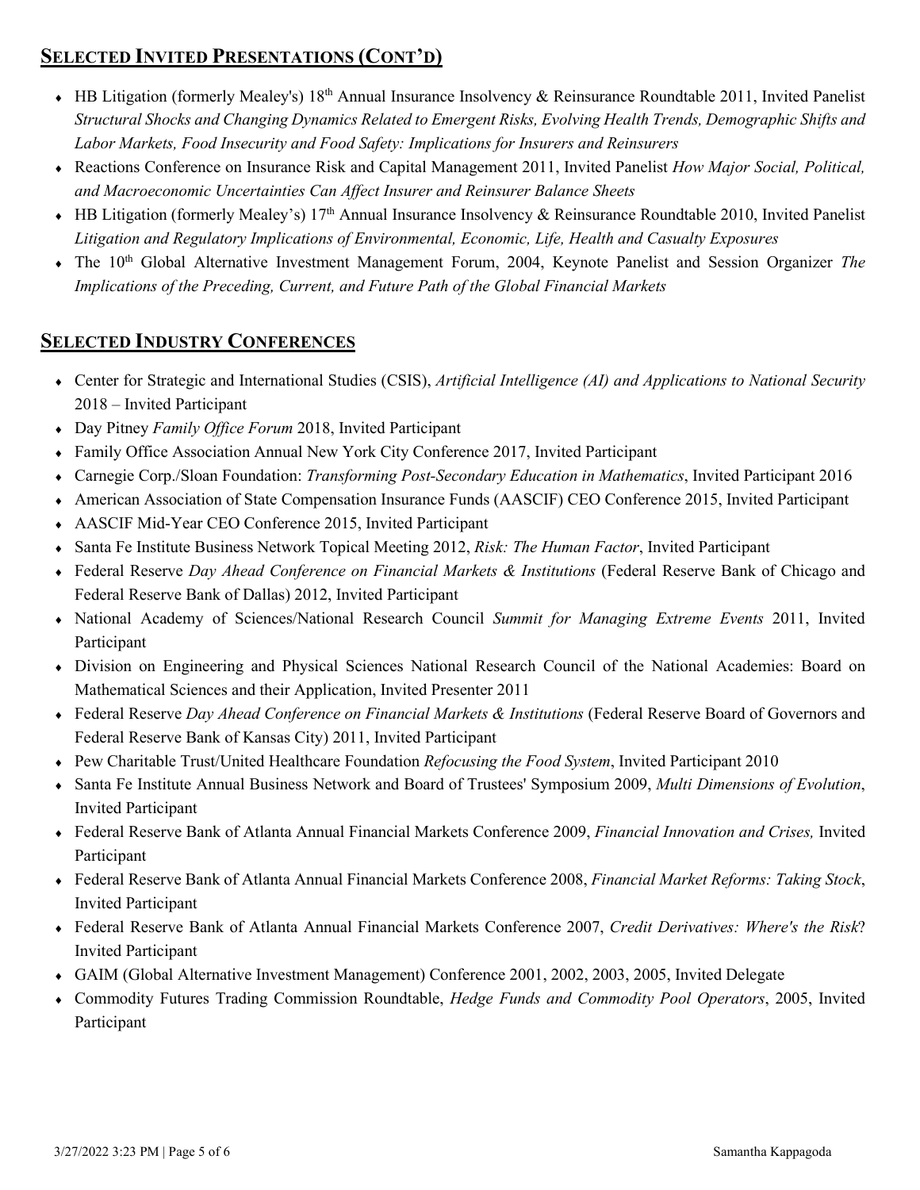## SELECTED INVITED PRESENTATIONS (CONT'D)

- HB Litigation (formerly Mealey's) 18th Annual Insurance Insolvency & Reinsurance Roundtable 2011, Invited Panelist *Structural Shocks and Changing Dynamics Related to Emergent Risks, Evolving Health Trends, Demographic Shifts and Labor Markets, Food Insecurity and Food Safety: Implications for Insurers and Reinsurers*
- Reactions Conference on Insurance Risk and Capital Management 2011, Invited Panelist *How Major Social, Political, and Macroeconomic Uncertainties Can Affect Insurer and Reinsurer Balance Sheets*
- HB Litigation (formerly Mealey's) 17th Annual Insurance Insolvency & Reinsurance Roundtable 2010, Invited Panelist *Litigation and Regulatory Implications of Environmental, Economic, Life, Health and Casualty Exposures*
- The 10th Global Alternative Investment Management Forum, 2004, Keynote Panelist and Session Organizer *The Implications of the Preceding, Current, and Future Path of the Global Financial Markets*

## SELECTED INDUSTRY CONFERENCES

- Center for Strategic and International Studies (CSIS), *Artificial Intelligence (AI) and Applications to National Security* 2018 – Invited Participant
- Day Pitney *Family Office Forum* 2018, Invited Participant
- Family Office Association Annual New York City Conference 2017, Invited Participant
- Carnegie Corp./Sloan Foundation: *Transforming Post-Secondary Education in Mathematics*, Invited Participant 2016
- American Association of State Compensation Insurance Funds (AASCIF) CEO Conference 2015, Invited Participant
- AASCIF Mid-Year CEO Conference 2015, Invited Participant
- Santa Fe Institute Business Network Topical Meeting 2012, *Risk: The Human Factor*, Invited Participant
- Federal Reserve *Day Ahead Conference on Financial Markets & Institutions* (Federal Reserve Bank of Chicago and Federal Reserve Bank of Dallas) 2012, Invited Participant
- National Academy of Sciences/National Research Council *Summit for Managing Extreme Events* 2011, Invited Participant
- Division on Engineering and Physical Sciences National Research Council of the National Academies: Board on Mathematical Sciences and their Application, Invited Presenter 2011
- Federal Reserve *Day Ahead Conference on Financial Markets & Institutions* (Federal Reserve Board of Governors and Federal Reserve Bank of Kansas City) 2011, Invited Participant
- Pew Charitable Trust/United Healthcare Foundation *Refocusing the Food System*, Invited Participant 2010
- Santa Fe Institute Annual Business Network and Board of Trustees' Symposium 2009, *Multi Dimensions of Evolution*, Invited Participant
- Federal Reserve Bank of Atlanta Annual Financial Markets Conference 2009, *Financial Innovation and Crises,* Invited Participant
- Federal Reserve Bank of Atlanta Annual Financial Markets Conference 2008, *Financial Market Reforms: Taking Stock*, Invited Participant
- Federal Reserve Bank of Atlanta Annual Financial Markets Conference 2007, *Credit Derivatives: Where's the Risk*? Invited Participant
- GAIM (Global Alternative Investment Management) Conference 2001, 2002, 2003, 2005, Invited Delegate
- Commodity Futures Trading Commission Roundtable, *Hedge Funds and Commodity Pool Operators*, 2005, Invited Participant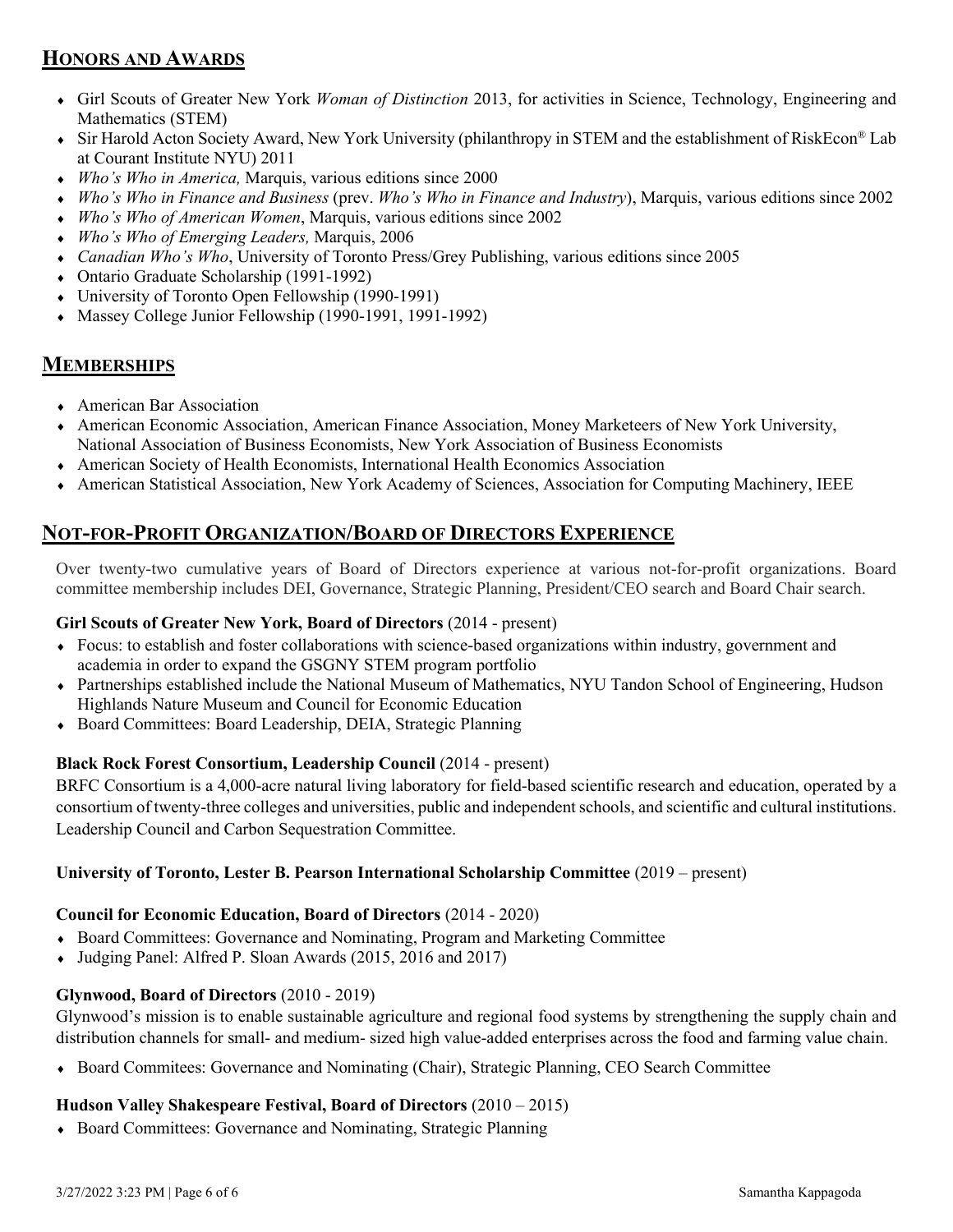## Honors and Awards

- Girl Scouts of Greater New York *Woman of Distinction* 2013, for activities in Science, Technology, Engineering and Mathematics (STEM)
- Sir Harold Acton Society Award, New York University (philanthropy in STEM and the establishment of RiskEcon® Lab at Courant Institute NYU) 2011
- *Who's Who in America,* Marquis, various editions since 2000
- *Who's Who in Finance and Business* (prev. *Who's Who in Finance and Industry*), Marquis, various editions since 2002
- *Who's Who of American Women*, Marquis, various editions since 2002
- *Who's Who of Emerging Leaders,* Marquis, 2006
- *Canadian Who's Who*, University of Toronto Press/Grey Publishing, various editions since 2005
- Ontario Graduate Scholarship (1991-1992)
- University of Toronto Open Fellowship (1990-1991)
- Massey College Junior Fellowship (1990-1991, 1991-1992)

## Memberships

- American Bar Association
- American Economic Association, American Finance Association, Money Marketeers of New York University, National Association of Business Economists, New York Association of Business Economists
- American Society of Health Economists, International Health Economics Association
- American Statistical Association, New York Academy of Sciences, Association for Computing Machinery, IEEE

## Not-for-Profit Organization/Board of Directors Experience

Over twenty-two cumulative years of Board of Directors experience at various not-for-profit organizations. Board committee membership includes DEI, Governance, Strategic Planning, President/CEO search and Board Chair search.

**Girl Scouts of Greater New York, Board of Directors** (2014 - present)

- Focus: to establish and foster collaborations with science-based organizations within industry, government and academia in order to expand the GSGNY STEM program portfolio
- Partnerships established include the National Museum of Mathematics, NYU Tandon School of Engineering, Hudson Highlands Nature Museum and Council for Economic Education
- Board Committees: Board Leadership, DEIA, Strategic Planning

**Black Rock Forest Consortium, Leadership Council** (2014 - present)

BRFC Consortium is a 4,000-acre natural living laboratory for field-based scientific research and education, operated by a consortium of twenty-three colleges and universities, public and independent schools, and scientific and cultural institutions. Leadership Council and Carbon Sequestration Committee.

**University of Toronto, Lester B. Pearson International Scholarship Committee** (2019 – present)

**Council for Economic Education, Board of Directors** (2014 - 2020)

- Board Committees: Governance and Nominating, Program and Marketing Committee
- Judging Panel: Alfred P. Sloan Awards (2015, 2016 and 2017)

**Glynwood, Board of Directors** (2010 - 2019)

Glynwood's mission is to enable sustainable agriculture and regional food systems by strengthening the supply chain and distribution channels for small- and medium- sized high value-added enterprises across the food and farming value chain.

- Board Commitees: Governance and Nominating (Chair), Strategic Planning, CEO Search Committee

**Hudson Valley Shakespeare Festival, Board of Directors** (2010 – 2015)

- Board Committees: Governance and Nominating, Strategic Planning